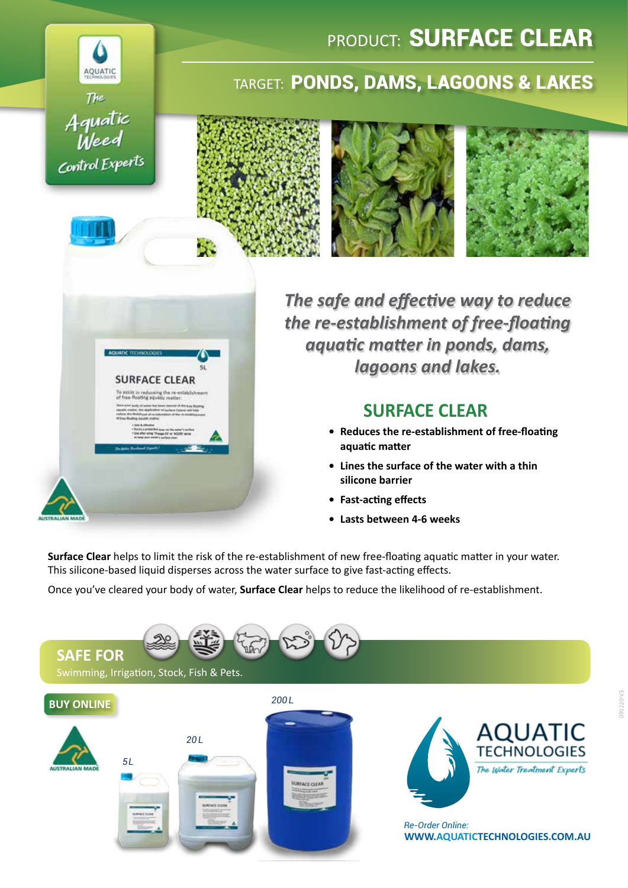# PRODUCT: SURFACE CLEAR

## TARGET: PONDS, DAMS, LAGOONS & LAKES

AQUATIC TECHNOLOGIES

*The Aquatic Weed Control Experts*

*The safe and effective way to reduce the re-establishment of free-floating aquatic matter in ponds, dams, lagoons and lakes.*

## SURFACE CLEAR

- **Reduces the re-establishment of free-floating aquatic matter**
- **Lines the surface of the water with a thin silicone barrier**
- **Fast-acting effects**
- **Lasts between 4-6 weeks**

**Surface Clear** helps to limit the risk of the re-establishment of new free-floating aquatic matter in your water. This silicone-based liquid disperses across the water surface to give fast-acting effects.

Once you've cleared your body of water, **Surface Clear** helps to reduce the likelihood of re-establishment.

## SAFE FOR

Swimming, Irrigation, Stock, Fish & Pets.

**BUY ONLINE**

AUSTRALIAN MADE

5L

20L

200L

AQUATIC TECHNOLOGIES

*The Water Treatment Experts*

*Re-Order Online:*

**WWW.AQUATICTECHNOLOGIES.COM.AU**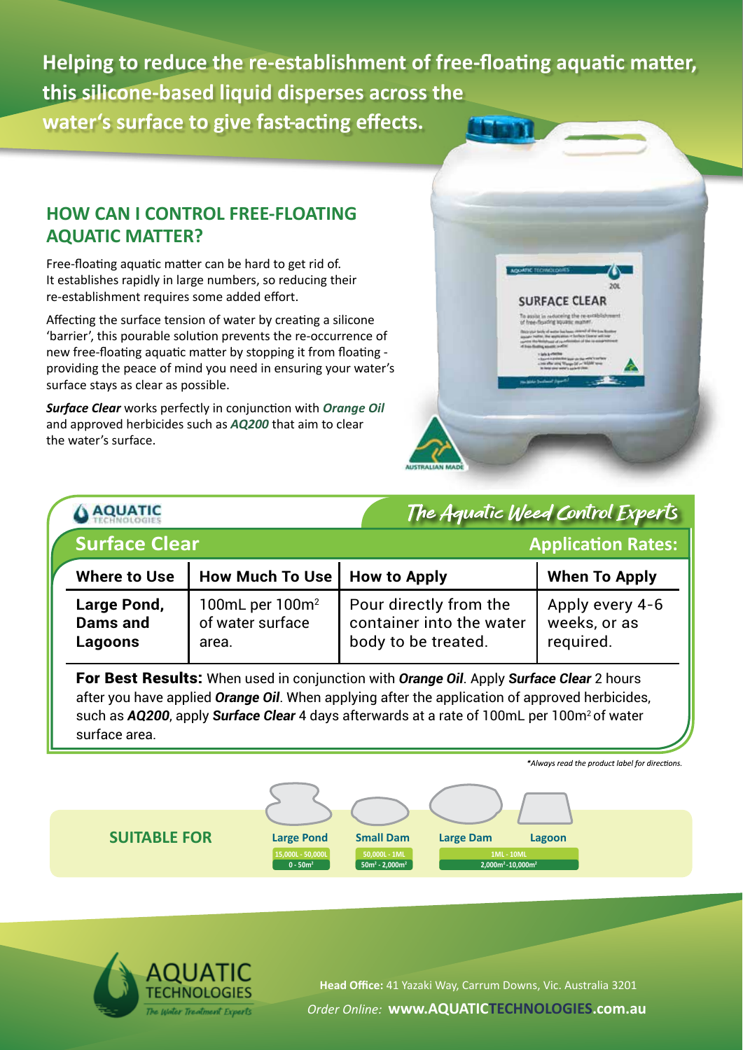**Helping to reduce the re-establishment of free-floating aquatic matter, this silicone-based liquid disperses across the water's surface to give fast-acting effects.**

## HOW CAN I CONTROL FREE-FLOATING AQUATIC MATTER?

Free-floating aquatic matter can be hard to get rid of. It establishes rapidly in large numbers, so reducing their re-establishment requires some added effort.

Affecting the surface tension of water by creating a silicone 'barrier', this pourable solution prevents the re-occurrence of new free-floating aquatic matter by stopping it from floating - providing the peace of mind you need in ensuring your water's surface stays as clear as possible.

***Surface Clear*** works perfectly in conjunction with ***Orange Oil*** and approved herbicides such as ***AQ200*** that aim to clear the water's surface.

AQUATIC TECHNOLOGIES

*The Aquatic Weed Control Experts*

## Surface Clear — Application Rates:

| Where to Use | How Much To Use | How to Apply | When To Apply |
|---|---|---|---|
| Large Pond, Dams and Lagoons | 100mL per 100m$^2$ of water surface area. | Pour directly from the container into the water body to be treated. | Apply every 4-6 weeks, or as required. |

**For Best Results:** When used in conjunction with ***Orange Oil***. Apply ***Surface Clear*** 2 hours after you have applied ***Orange Oil***. When applying after the application of approved herbicides, such as ***AQ200***, apply ***Surface Clear*** 4 days afterwards at a rate of 100mL per 100m$^2$ of water surface area.

*\*Always read the product label for directions.*

**SUITABLE FOR**

| Large Pond | Small Dam | Large Dam | Lagoon |
|---|---|---|---|
| 15,000L - 50,000L | 50,000L - 1ML | 1ML - 10ML | |
| 0 - 50m$^2$ | 50m$^2$ - 2,000m$^2$ | 2,000m$^2$ - 10,000m$^2$ | |

AQUATIC TECHNOLOGIES
*The Water Treatment Experts*

**Head Office:** 41 Yazaki Way, Carrum Downs, Vic. Australia 3201

*Order Online:* **www.AQUATICTECHNOLOGIES.com.au**